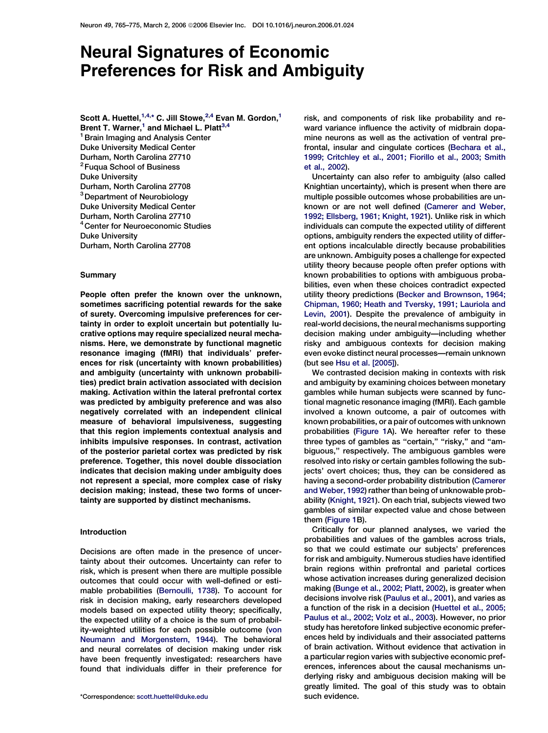# Neural Signatures of Economic Preferences for Risk and Ambiguity

Scott A. Huettel,[1,4,*] C. Jill Stowe,[2,4] Evan M. Gordon,[1] Brent T. Warner,[1] and Michael L. Platt[3,4]

[1] Brain Imaging and Analysis Center
Duke University Medical Center
Durham, North Carolina 27710

[2] Fuqua School of Business
Duke University
Durham, North Carolina 27708

[3] Department of Neurobiology
Duke University Medical Center
Durham, North Carolina 27710

[4] Center for Neuroeconomic Studies
Duke University
Durham, North Carolina 27708

## Summary

**People often prefer the known over the unknown, sometimes sacrificing potential rewards for the sake of surety. Overcoming impulsive preferences for certainty in order to exploit uncertain but potentially lucrative options may require specialized neural mechanisms. Here, we demonstrate by functional magnetic resonance imaging (fMRI) that individuals' preferences for risk (uncertainty with known probabilities) and ambiguity (uncertainty with unknown probabilities) predict brain activation associated with decision making. Activation within the lateral prefrontal cortex was predicted by ambiguity preference and was also negatively correlated with an independent clinical measure of behavioral impulsiveness, suggesting that this region implements contextual analysis and inhibits impulsive responses. In contrast, activation of the posterior parietal cortex was predicted by risk preference. Together, this novel double dissociation indicates that decision making under ambiguity does not represent a special, more complex case of risky decision making; instead, these two forms of uncertainty are supported by distinct mechanisms.**

## Introduction

Decisions are often made in the presence of uncertainty about their outcomes. Uncertainty can refer to risk, which is present when there are multiple possible outcomes that could occur with well-defined or estimable probabilities (Bernoulli, 1738). To account for risk in decision making, early researchers developed models based on expected utility theory; specifically, the expected utility of a choice is the sum of probability-weighted utilities for each possible outcome (von Neumann and Morgenstern, 1944). The behavioral and neural correlates of decision making under risk have been frequently investigated: researchers have found that individuals differ in their preference for risk, and components of risk like probability and reward variance influence the activity of midbrain dopamine neurons as well as the activation of ventral prefrontal, insular and cingulate cortices (Bechara et al., 1999; Critchley et al., 2001; Fiorillo et al., 2003; Smith et al., 2002).

Uncertainty can also refer to ambiguity (also called Knightian uncertainty), which is present when there are multiple possible outcomes whose probabilities are unknown or are not well defined (Camerer and Weber, 1992; Ellsberg, 1961; Knight, 1921). Unlike risk in which individuals can compute the expected utility of different options, ambiguity renders the expected utility of different options incalculable directly because probabilities are unknown. Ambiguity poses a challenge for expected utility theory because people often prefer options with known probabilities to options with ambiguous probabilities, even when these choices contradict expected utility theory predictions (Becker and Brownson, 1964; Chipman, 1960; Heath and Tversky, 1991; Lauriola and Levin, 2001). Despite the prevalence of ambiguity in real-world decisions, the neural mechanisms supporting decision making under ambiguity—including whether risky and ambiguous contexts for decision making even evoke distinct neural processes—remain unknown (but see Hsu et al. [2005]).

We contrasted decision making in contexts with risk and ambiguity by examining choices between monetary gambles while human subjects were scanned by functional magnetic resonance imaging (fMRI). Each gamble involved a known outcome, a pair of outcomes with known probabilities, or a pair of outcomes with unknown probabilities (Figure 1A). We hereafter refer to these three types of gambles as "certain," "risky," and "ambiguous," respectively. The ambiguous gambles were resolved into risky or certain gambles following the subjects' overt choices; thus, they can be considered as having a second-order probability distribution (Camerer and Weber, 1992) rather than being of unknowable probability (Knight, 1921). On each trial, subjects viewed two gambles of similar expected value and chose between them (Figure 1B).

Critically for our planned analyses, we varied the probabilities and values of the gambles across trials, so that we could estimate our subjects' preferences for risk and ambiguity. Numerous studies have identified brain regions within prefrontal and parietal cortices whose activation increases during generalized decision making (Bunge et al., 2002; Platt, 2002), is greater when decisions involve risk (Paulus et al., 2001), and varies as a function of the risk in a decision (Huettel et al., 2005; Paulus et al., 2002; Volz et al., 2003). However, no prior study has heretofore linked subjective economic preferences held by individuals and their associated patterns of brain activation. Without evidence that activation in a particular region varies with subjective economic preferences, inferences about the causal mechanisms underlying risky and ambiguous decision making will be greatly limited. The goal of this study was to obtain such evidence.

*Correspondence: scott.huettel@duke.edu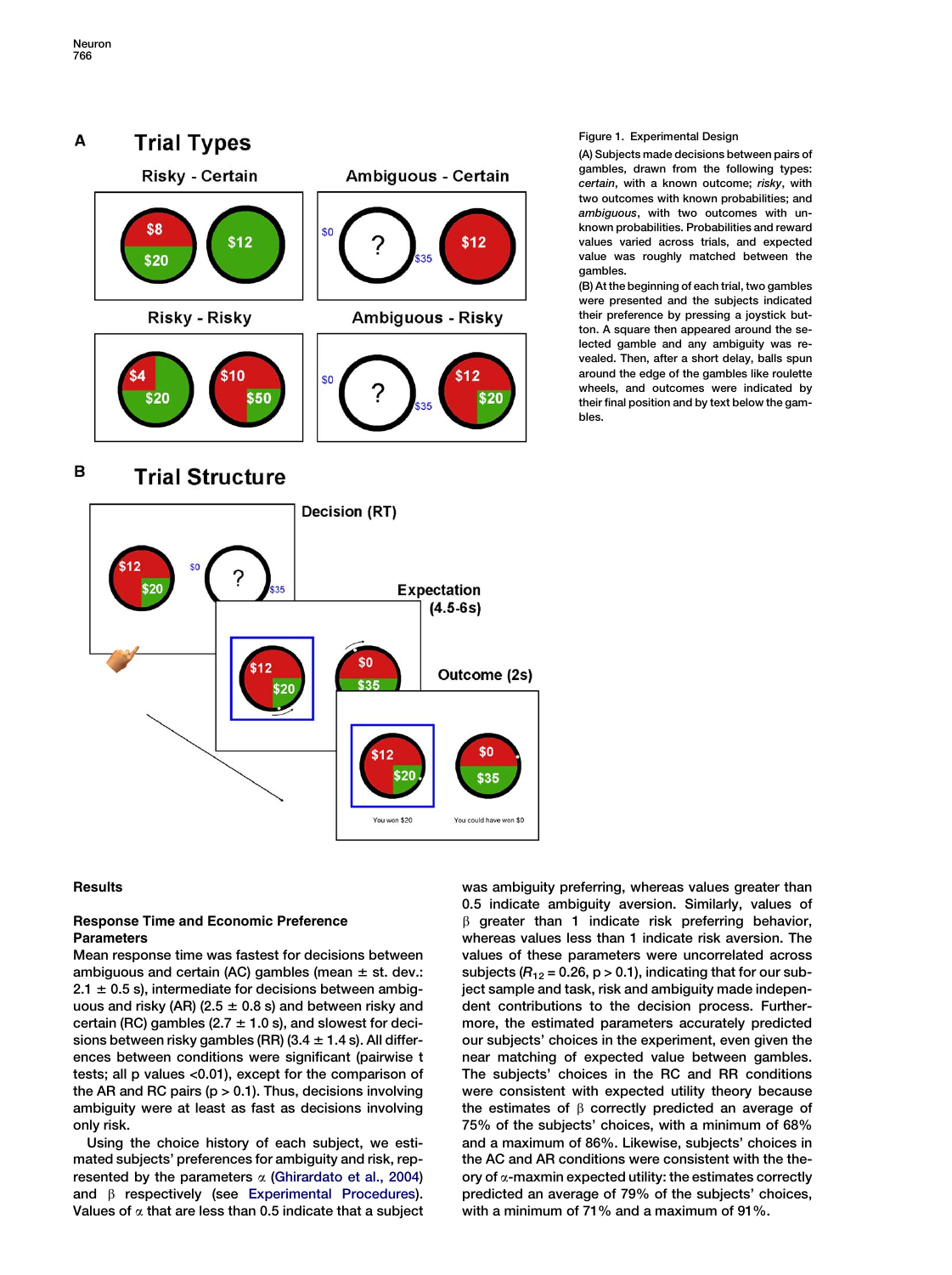Figure 1. Experimental Design

(A) Subjects made decisions between pairs of gambles, drawn from the following types: *certain*, with a known outcome; *risky*, with two outcomes with known probabilities; and *ambiguous*, with two outcomes with unknown probabilities. Probabilities and reward values varied across trials, and expected value was roughly matched between the gambles.

(B) At the beginning of each trial, two gambles were presented and the subjects indicated their preference by pressing a joystick button. A square then appeared around the selected gamble and any ambiguity was revealed. Then, after a short delay, balls spun around the edge of the gambles like roulette wheels, and outcomes were indicated by their final position and by text below the gambles.

## Results

### Response Time and Economic Preference Parameters

Mean response time was fastest for decisions between ambiguous and certain (AC) gambles (mean ± st. dev.: 2.1 ± 0.5 s), intermediate for decisions between ambiguous and risky (AR) (2.5 ± 0.8 s) and between risky and certain (RC) gambles (2.7 ± 1.0 s), and slowest for decisions between risky gambles (RR) (3.4 ± 1.4 s). All differences between conditions were significant (pairwise t tests; all p values <0.01), except for the comparison of the AR and RC pairs ($p > 0.1$). Thus, decisions involving ambiguity were at least as fast as decisions involving only risk.

Using the choice history of each subject, we estimated subjects' preferences for ambiguity and risk, represented by the parameters $\alpha$ (Ghirardato et al., 2004) and $\beta$ respectively (see Experimental Procedures). Values of $\alpha$ that are less than 0.5 indicate that a subject was ambiguity preferring, whereas values greater than 0.5 indicate ambiguity aversion. Similarly, values of $\beta$ greater than 1 indicate risk preferring behavior, whereas values less than 1 indicate risk aversion. The values of these parameters were uncorrelated across subjects ($R_{12} = 0.26$, $p > 0.1$), indicating that for our subject sample and task, risk and ambiguity made independent contributions to the decision process. Furthermore, the estimated parameters accurately predicted our subjects' choices in the experiment, even given the near matching of expected value between gambles. The subjects' choices in the RC and RR conditions were consistent with expected utility theory because the estimates of $\beta$ correctly predicted an average of 75% of the subjects' choices, with a minimum of 68% and a maximum of 86%. Likewise, subjects' choices in the AC and AR conditions were consistent with the theory of $\alpha$-maxmin expected utility: the estimates correctly predicted an average of 79% of the subjects' choices, with a minimum of 71% and a maximum of 91%.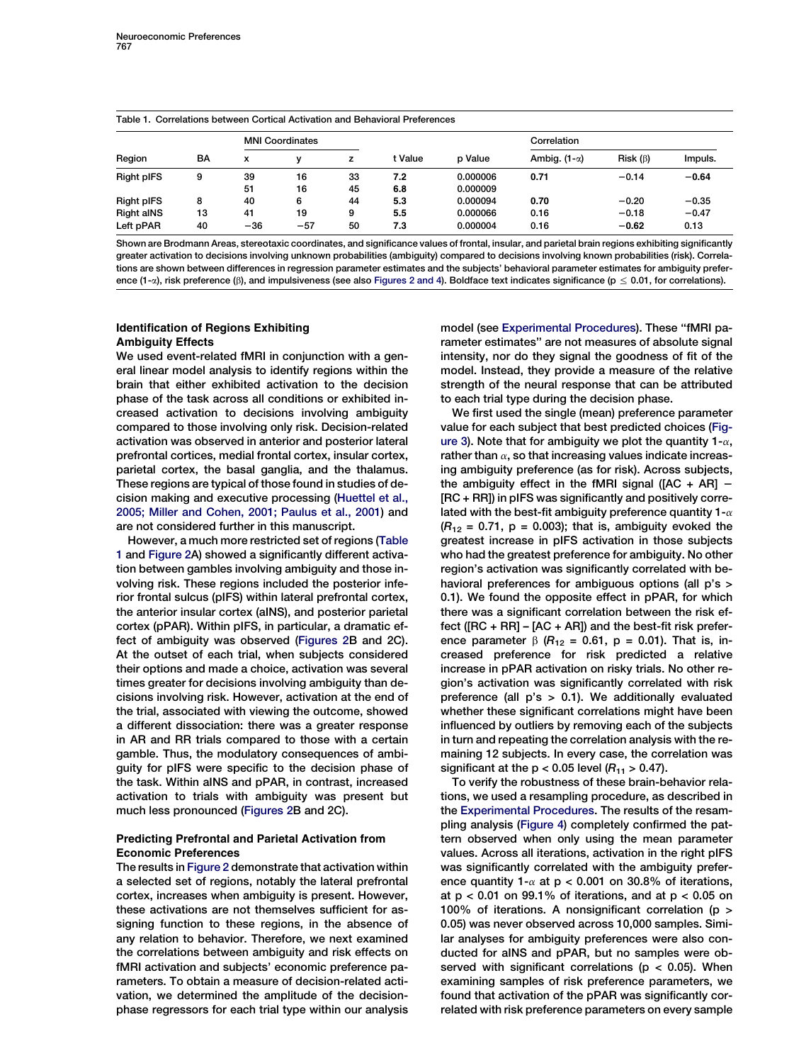Table 1. Correlations between Cortical Activation and Behavioral Preferences

| Region | BA | MNI Coordinates | | | t Value | p Value | Correlation | | |
|---|---|---|---|---|---|---|---|---|---|
| | | x | y | z | | | Ambig. (1-α) | Risk (β) | Impuls. |
| Right pIFS | 9 | 39 | 16 | 33 | **7.2** | 0.000006 | **0.71** | −0.14 | **−0.64** |
| | | 51 | 16 | 45 | **6.8** | 0.000009 | | | |
| Right pIFS | 8 | 40 | 6 | 44 | **5.3** | 0.000094 | **0.70** | −0.20 | −0.35 |
| Right aINS | 13 | 41 | 19 | 9 | **5.5** | 0.000066 | 0.16 | −0.18 | −0.47 |
| Left pPAR | 40 | −36 | −57 | 50 | **7.3** | 0.000004 | 0.16 | **−0.62** | 0.13 |

Shown are Brodmann Areas, stereotaxic coordinates, and significance values of frontal, insular, and parietal brain regions exhibiting significantly greater activation to decisions involving unknown probabilities (ambiguity) compared to decisions involving known probabilities (risk). Correlations are shown between differences in regression parameter estimates and the subjects' behavioral parameter estimates for ambiguity preference (1-α), risk preference (β), and impulsiveness (see also Figures 2 and 4). Boldface text indicates significance ($p \leq 0.01$, for correlations).

### Identification of Regions Exhibiting Ambiguity Effects

We used event-related fMRI in conjunction with a general linear model analysis to identify regions within the brain that either exhibited activation to the decision phase of the task across all conditions or exhibited increased activation to decisions involving ambiguity compared to those involving only risk. Decision-related activation was observed in anterior and posterior lateral prefrontal cortices, medial frontal cortex, insular cortex, parietal cortex, the basal ganglia, and the thalamus. These regions are typical of those found in studies of decision making and executive processing (Huettel et al., 2005; Miller and Cohen, 2001; Paulus et al., 2001) and are not considered further in this manuscript.

However, a much more restricted set of regions (Table 1 and Figure 2A) showed a significantly different activation between gambles involving ambiguity and those involving risk. These regions included the posterior inferior frontal sulcus (pIFS) within lateral prefrontal cortex, the anterior insular cortex (aINS), and posterior parietal cortex (pPAR). Within pIFS, in particular, a dramatic effect of ambiguity was observed (Figures 2B and 2C). At the outset of each trial, when subjects considered their options and made a choice, activation was several times greater for decisions involving ambiguity than decisions involving risk. However, activation at the end of the trial, associated with viewing the outcome, showed a different dissociation: there was a greater response in AR and RR trials compared to those with a certain gamble. Thus, the modulatory consequences of ambiguity for pIFS were specific to the decision phase of the task. Within aINS and pPAR, in contrast, increased activation to trials with ambiguity was present but much less pronounced (Figures 2B and 2C).

### Predicting Prefrontal and Parietal Activation from Economic Preferences

The results in Figure 2 demonstrate that activation within a selected set of regions, notably the lateral prefrontal cortex, increases when ambiguity is present. However, these activations are not themselves sufficient for assigning function to these regions, in the absence of any relation to behavior. Therefore, we next examined the correlations between ambiguity and risk effects on fMRI activation and subjects' economic preference parameters. To obtain a measure of decision-related activation, we determined the amplitude of the decision-phase regressors for each trial type within our analysis model (see Experimental Procedures). These "fMRI parameter estimates" are not measures of absolute signal intensity, nor do they signal the goodness of fit of the model. Instead, they provide a measure of the relative strength of the neural response that can be attributed to each trial type during the decision phase.

We first used the single (mean) preference parameter value for each subject that best predicted choices (Figure 3). Note that for ambiguity we plot the quantity 1-$\alpha$, rather than $\alpha$, so that increasing values indicate increasing ambiguity preference (as for risk). Across subjects, the ambiguity effect in the fMRI signal ([AC + AR] − [RC + RR]) in pIFS was significantly and positively correlated with the best-fit ambiguity preference quantity 1-$\alpha$ ($R_{12} = 0.71$, $p = 0.003$); that is, ambiguity evoked the greatest increase in pIFS activation in those subjects who had the greatest preference for ambiguity. No other region's activation was significantly correlated with behavioral preferences for ambiguous options (all p's > 0.1). We found the opposite effect in pPAR, for which there was a significant correlation between the risk effect ([RC + RR] − [AC + AR]) and the best-fit risk preference parameter $\beta$ ($R_{12} = 0.61$, $p = 0.01$). That is, increased preference for risk predicted a relative increase in pPAR activation on risky trials. No other region's activation was significantly correlated with risk preference (all p's > 0.1). We additionally evaluated whether these significant correlations might have been influenced by outliers by removing each of the subjects in turn and repeating the correlation analysis with the remaining 12 subjects. In every case, the correlation was significant at the $p < 0.05$ level ($R_{11} > 0.47$).

To verify the robustness of these brain-behavior relations, we used a resampling procedure, as described in the Experimental Procedures. The results of the resampling analysis (Figure 4) completely confirmed the pattern observed when only using the mean parameter values. Across all iterations, activation in the right pIFS was significantly correlated with the ambiguity preference quantity 1-$\alpha$ at $p < 0.001$ on 30.8% of iterations, at $p < 0.01$ on 99.1% of iterations, and at $p < 0.05$ on 100% of iterations. A nonsignificant correlation ($p > 0.05$) was never observed across 10,000 samples. Similar analyses for ambiguity preferences were also conducted for aINS and pPAR, but no samples were observed with significant correlations ($p < 0.05$). When examining samples of risk preference parameters, we found that activation of the pPAR was significantly correlated with risk preference parameters on every sample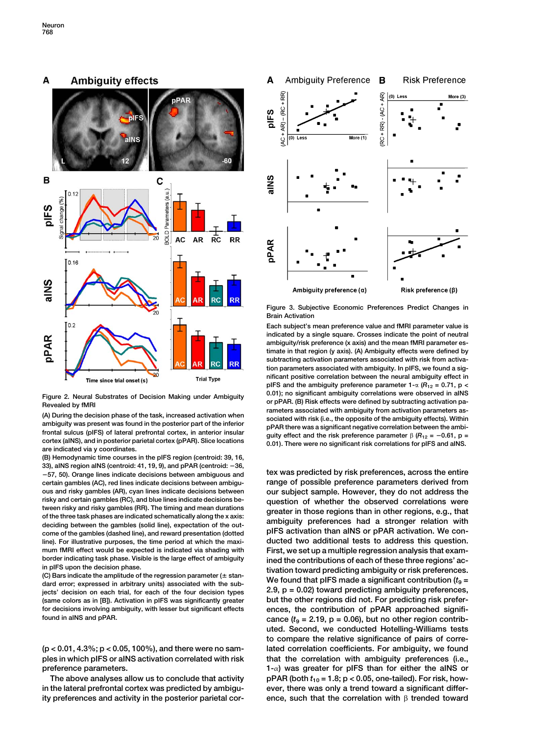Figure 2. Neural Substrates of Decision Making under Ambiguity Revealed by fMRI

(A) During the decision phase of the task, increased activation when ambiguity was present was found in the posterior part of the inferior frontal sulcus (pIFS) of lateral prefrontal cortex, in anterior insular cortex (aINS), and in posterior parietal cortex (pPAR). Slice locations are indicated via y coordinates.

(B) Hemodynamic time courses in the pIFS region (centroid: 39, 16, 33), aINS region aINS (centroid: 41, 19, 9), and pPAR (centroid: −36, −57, 50). Orange lines indicate decisions between ambiguous and certain gambles (AC), red lines indicate decisions between ambiguous and risky gambles (AR), cyan lines indicate decisions between risky and certain gambles (RC), and blue lines indicate decisions between risky and risky gambles (RR). The timing and mean durations of the three task phases are indicated schematically along the x axis: deciding between the gambles (solid line), expectation of the outcome of the gambles (dashed line), and reward presentation (dotted line). For illustrative purposes, the time period at which the maximum fMRI effect would be expected is indicated via shading with border indicating task phase. Visible is the large effect of ambiguity in pIFS upon the decision phase.

(C) Bars indicate the amplitude of the regression parameter (± standard error; expressed in arbitrary units) associated with the subjects' decision on each trial, for each of the four decision types (same colors as in [B]). Activation in pIFS was significantly greater for decisions involving ambiguity, with lesser but significant effects found in aINS and pPAR.

Figure 3. Subjective Economic Preferences Predict Changes in Brain Activation

Each subject's mean preference value and fMRI parameter value is indicated by a single square. Crosses indicate the point of neutral ambiguity/risk preference (x axis) and the mean fMRI parameter estimate in that region (y axis). (A) Ambiguity effects were defined by subtracting activation parameters associated with risk from activation parameters associated with ambiguity. In pIFS, we found a significant positive correlation between the neural ambiguity effect in pIFS and the ambiguity preference parameter 1-α ($R_{12}$ = 0.71, p < 0.01); no significant ambiguity correlations were observed in aINS or pPAR. (B) Risk effects were defined by subtracting activation parameters associated with ambiguity from activation parameters associated with risk (i.e., the opposite of the ambiguity effects). Within pPAR there was a significant negative correlation between the ambiguity effect and the risk preference parameter β ($R_{12}$ = −0.61, p = 0.01). There were no significant risk correlations for pIFS and aINS.

(p < 0.01, 4.3%; p < 0.05, 100%), and there were no samples in which pIFS or aINS activation correlated with risk preference parameters.

The above analyses allow us to conclude that activity in the lateral prefrontal cortex was predicted by ambiguity preferences and activity in the posterior parietal cortex was predicted by risk preferences, across the entire range of possible preference parameters derived from our subject sample. However, they do not address the question of whether the observed correlations were greater in those regions than in other regions, e.g., that ambiguity preferences had a stronger relation with pIFS activation than aINS or pPAR activation. We conducted two additional tests to address this question. First, we set up a multiple regression analysis that examined the contributions of each of these three regions' activation toward predicting ambiguity or risk preferences. We found that pIFS made a significant contribution ($t_9$ = 2.9, p = 0.02) toward predicting ambiguity preferences, but the other regions did not. For predicting risk preferences, the contribution of pPAR approached significance ($t_9$ = 2.19, p = 0.06), but no other region contributed. Second, we conducted Hotelling-Williams tests to compare the relative significance of pairs of correlated correlation coefficients. For ambiguity, we found that the correlation with ambiguity preferences (i.e., 1-α) was greater for pIFS than for either the aINS or pPAR (both $t_{10}$ = 1.8; p < 0.05, one-tailed). For risk, however, there was only a trend toward a significant difference, such that the correlation with β trended toward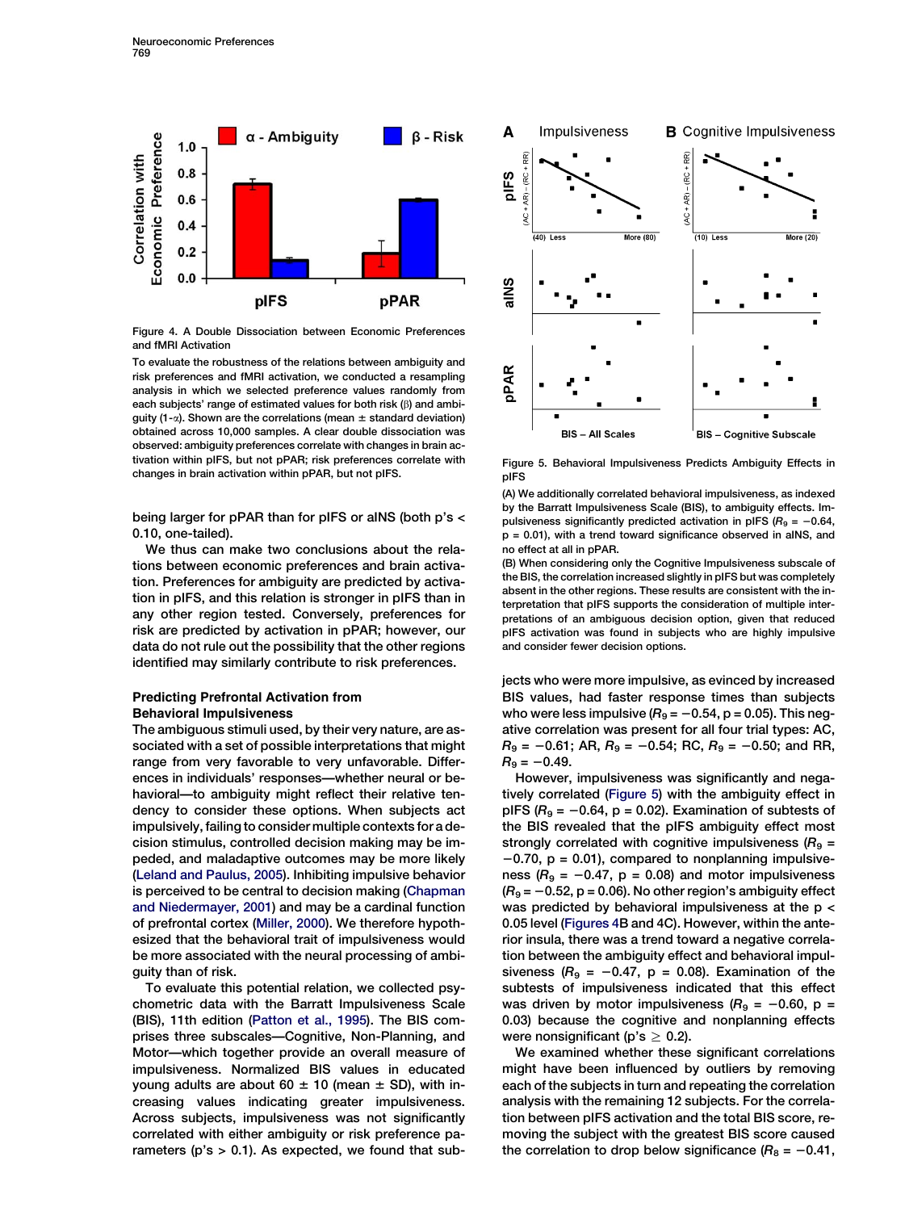Figure 4. A Double Dissociation between Economic Preferences and fMRI Activation

To evaluate the robustness of the relations between ambiguity and risk preferences and fMRI activation, we conducted a resampling analysis in which we selected preference values randomly from each subjects' range of estimated values for both risk (β) and ambiguity (1-α). Shown are the correlations (mean ± standard deviation) obtained across 10,000 samples. A clear double dissociation was observed: ambiguity preferences correlate with changes in brain activation within pIFS, but not pPAR; risk preferences correlate with changes in brain activation within pPAR, but not pIFS.

Figure 5. Behavioral Impulsiveness Predicts Ambiguity Effects in pIFS

(A) We additionally correlated behavioral impulsiveness, as indexed by the Barratt Impulsiveness Scale (BIS), to ambiguity effects. Impulsiveness significantly predicted activation in pIFS ($R_9 = -0.64$, p = 0.01), with a trend toward significance observed in aINS, and no effect at all in pPAR.

(B) When considering only the Cognitive Impulsiveness subscale of the BIS, the correlation increased slightly in pIFS but was completely absent in the other regions. These results are consistent with the interpretation that pIFS supports the consideration of multiple interpretations of an ambiguous decision option, given that reduced pIFS activation was found in subjects who are highly impulsive and consider fewer decision options.

being larger for pPAR than for pIFS or aINS (both p's < 0.10, one-tailed).

We thus can make two conclusions about the relations between economic preferences and brain activation. Preferences for ambiguity are predicted by activation in pIFS, and this relation is stronger in pIFS than in any other region tested. Conversely, preferences for risk are predicted by activation in pPAR; however, our data do not rule out the possibility that the other regions identified may similarly contribute to risk preferences.

### Predicting Prefrontal Activation from Behavioral Impulsiveness

The ambiguous stimuli used, by their very nature, are associated with a set of possible interpretations that might range from very favorable to very unfavorable. Differences in individuals' responses—whether neural or behavioral—to ambiguity might reflect their relative tendency to consider these options. When subjects act impulsively, failing to consider multiple contexts for a decision stimulus, controlled decision making may be impeded, and maladaptive outcomes may be more likely (Leland and Paulus, 2005). Inhibiting impulsive behavior is perceived to be central to decision making (Chapman and Niedermayer, 2001) and may be a cardinal function of prefrontal cortex (Miller, 2000). We therefore hypothesized that the behavioral trait of impulsiveness would be more associated with the neural processing of ambiguity than of risk.

To evaluate this potential relation, we collected psychometric data with the Barratt Impulsiveness Scale (BIS), 11th edition (Patton et al., 1995). The BIS comprises three subscales—Cognitive, Non-Planning, and Motor—which together provide an overall measure of impulsiveness. Normalized BIS values in educated young adults are about 60 ± 10 (mean ± SD), with increasing values indicating greater impulsiveness. Across subjects, impulsiveness was not significantly correlated with either ambiguity or risk preference parameters (p's > 0.1). As expected, we found that subjects who were more impulsive, as evinced by increased BIS values, had faster response times than subjects who were less impulsive ($R_9 = -0.54$, p = 0.05). This negative correlation was present for all four trial types: AC, $R_9 = -0.61$; AR, $R_9 = -0.54$; RC, $R_9 = -0.50$; and RR, $R_9 = -0.49$.

However, impulsiveness was significantly and negatively correlated (Figure 5) with the ambiguity effect in pIFS ($R_9 = -0.64$, p = 0.02). Examination of subtests of the BIS revealed that the pIFS ambiguity effect most strongly correlated with cognitive impulsiveness ($R_9 = -0.70$, p = 0.01), compared to nonplanning impulsiveness ($R_9 = -0.47$, p = 0.08) and motor impulsiveness ($R_9 = -0.52$, p = 0.06). No other region's ambiguity effect was predicted by behavioral impulsiveness at the p < 0.05 level (Figures 4B and 4C). However, within the anterior insula, there was a trend toward a negative correlation between the ambiguity effect and behavioral impulsiveness ($R_9 = -0.47$, p = 0.08). Examination of the subtests of impulsiveness indicated that this effect was driven by motor impulsiveness ($R_9 = -0.60$, p = 0.03) because the cognitive and nonplanning effects were nonsignificant (p's ≥ 0.2).

We examined whether these significant correlations might have been influenced by outliers by removing each of the subjects in turn and repeating the correlation analysis with the remaining 12 subjects. For the correlation between pIFS activation and the total BIS score, removing the subject with the greatest BIS score caused the correlation to drop below significance ($R_8 = -0.41$,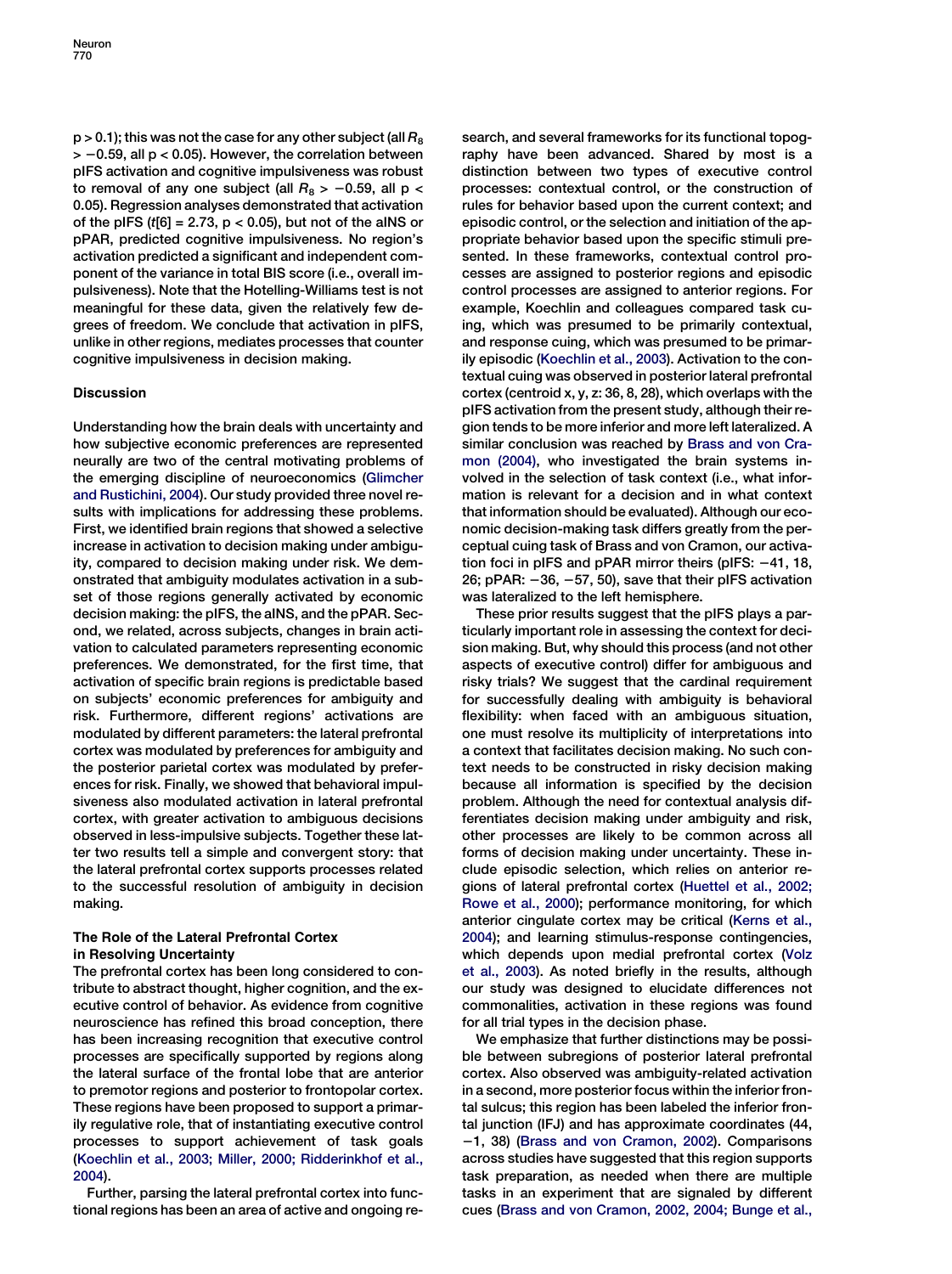p > 0.1); this was not the case for any other subject (all $R_8 > -0.59$, all $p < 0.05$). However, the correlation between pIFS activation and cognitive impulsiveness was robust to removal of any one subject (all $R_8 > -0.59$, all $p < 0.05$). Regression analyses demonstrated that activation of the pIFS ($t[6] = 2.73$, $p < 0.05$), but not of the aINS or pPAR, predicted cognitive impulsiveness. No region's activation predicted a significant and independent component of the variance in total BIS score (i.e., overall impulsiveness). Note that the Hotelling-Williams test is not meaningful for these data, given the relatively few degrees of freedom. We conclude that activation in pIFS, unlike in other regions, mediates processes that counter cognitive impulsiveness in decision making.

## Discussion

Understanding how the brain deals with uncertainty and how subjective economic preferences are represented neurally are two of the central motivating problems of the emerging discipline of neuroeconomics (Glimcher and Rustichini, 2004). Our study provided three novel results with implications for addressing these problems. First, we identified brain regions that showed a selective increase in activation to decision making under ambiguity, compared to decision making under risk. We demonstrated that ambiguity modulates activation in a subset of those regions generally activated by economic decision making: the pIFS, the aINS, and the pPAR. Second, we related, across subjects, changes in brain activation to calculated parameters representing economic preferences. We demonstrated, for the first time, that activation of specific brain regions is predictable based on subjects' economic preferences for ambiguity and risk. Furthermore, different regions' activations are modulated by different parameters: the lateral prefrontal cortex was modulated by preferences for ambiguity and the posterior parietal cortex was modulated by preferences for risk. Finally, we showed that behavioral impulsiveness also modulated activation in lateral prefrontal cortex, with greater activation to ambiguous decisions observed in less-impulsive subjects. Together these latter two results tell a simple and convergent story: that the lateral prefrontal cortex supports processes related to the successful resolution of ambiguity in decision making.

### The Role of the Lateral Prefrontal Cortex in Resolving Uncertainty

The prefrontal cortex has been long considered to contribute to abstract thought, higher cognition, and the executive control of behavior. As evidence from cognitive neuroscience has refined this broad conception, there has been increasing recognition that executive control processes are specifically supported by regions along the lateral surface of the frontal lobe that are anterior to premotor regions and posterior to frontopolar cortex. These regions have been proposed to support a primarily regulative role, that of instantiating executive control processes to support achievement of task goals (Koechlin et al., 2003; Miller, 2000; Ridderinkhof et al., 2004).

Further, parsing the lateral prefrontal cortex into functional regions has been an area of active and ongoing research, and several frameworks for its functional topography have been advanced. Shared by most is a distinction between two types of executive control processes: contextual control, or the construction of rules for behavior based upon the current context; and episodic control, or the selection and initiation of the appropriate behavior based upon the specific stimuli presented. In these frameworks, contextual control processes are assigned to posterior regions and episodic control processes are assigned to anterior regions. For example, Koechlin and colleagues compared task cuing, which was presumed to be primarily contextual, and response cuing, which was presumed to be primarily episodic (Koechlin et al., 2003). Activation to the contextual cuing was observed in posterior lateral prefrontal cortex (centroid x, y, z: 36, 8, 28), which overlaps with the pIFS activation from the present study, although their region tends to be more inferior and more left lateralized. A similar conclusion was reached by Brass and von Cramon (2004), who investigated the brain systems involved in the selection of task context (i.e., what information is relevant for a decision and in what context that information should be evaluated). Although our economic decision-making task differs greatly from the perceptual cuing task of Brass and von Cramon, our activation foci in pIFS and pPAR mirror theirs (pIFS: −41, 18, 26; pPAR: −36, −57, 50), save that their pIFS activation was lateralized to the left hemisphere.

These prior results suggest that the pIFS plays a particularly important role in assessing the context for decision making. But, why should this process (and not other aspects of executive control) differ for ambiguous and risky trials? We suggest that the cardinal requirement for successfully dealing with ambiguity is behavioral flexibility: when faced with an ambiguous situation, one must resolve its multiplicity of interpretations into a context that facilitates decision making. No such context needs to be constructed in risky decision making because all information is specified by the decision problem. Although the need for contextual analysis differentiates decision making under ambiguity and risk, other processes are likely to be common across all forms of decision making under uncertainty. These include episodic selection, which relies on anterior regions of lateral prefrontal cortex (Huettel et al., 2002; Rowe et al., 2000); performance monitoring, for which anterior cingulate cortex may be critical (Kerns et al., 2004); and learning stimulus-response contingencies, which depends upon medial prefrontal cortex (Volz et al., 2003). As noted briefly in the results, although our study was designed to elucidate differences not commonalities, activation in these regions was found for all trial types in the decision phase.

We emphasize that further distinctions may be possible between subregions of posterior lateral prefrontal cortex. Also observed was ambiguity-related activation in a second, more posterior focus within the inferior frontal sulcus; this region has been labeled the inferior frontal junction (IFJ) and has approximate coordinates (44, −1, 38) (Brass and von Cramon, 2002). Comparisons across studies have suggested that this region supports task preparation, as needed when there are multiple tasks in an experiment that are signaled by different cues (Brass and von Cramon, 2002, 2004; Bunge et al.,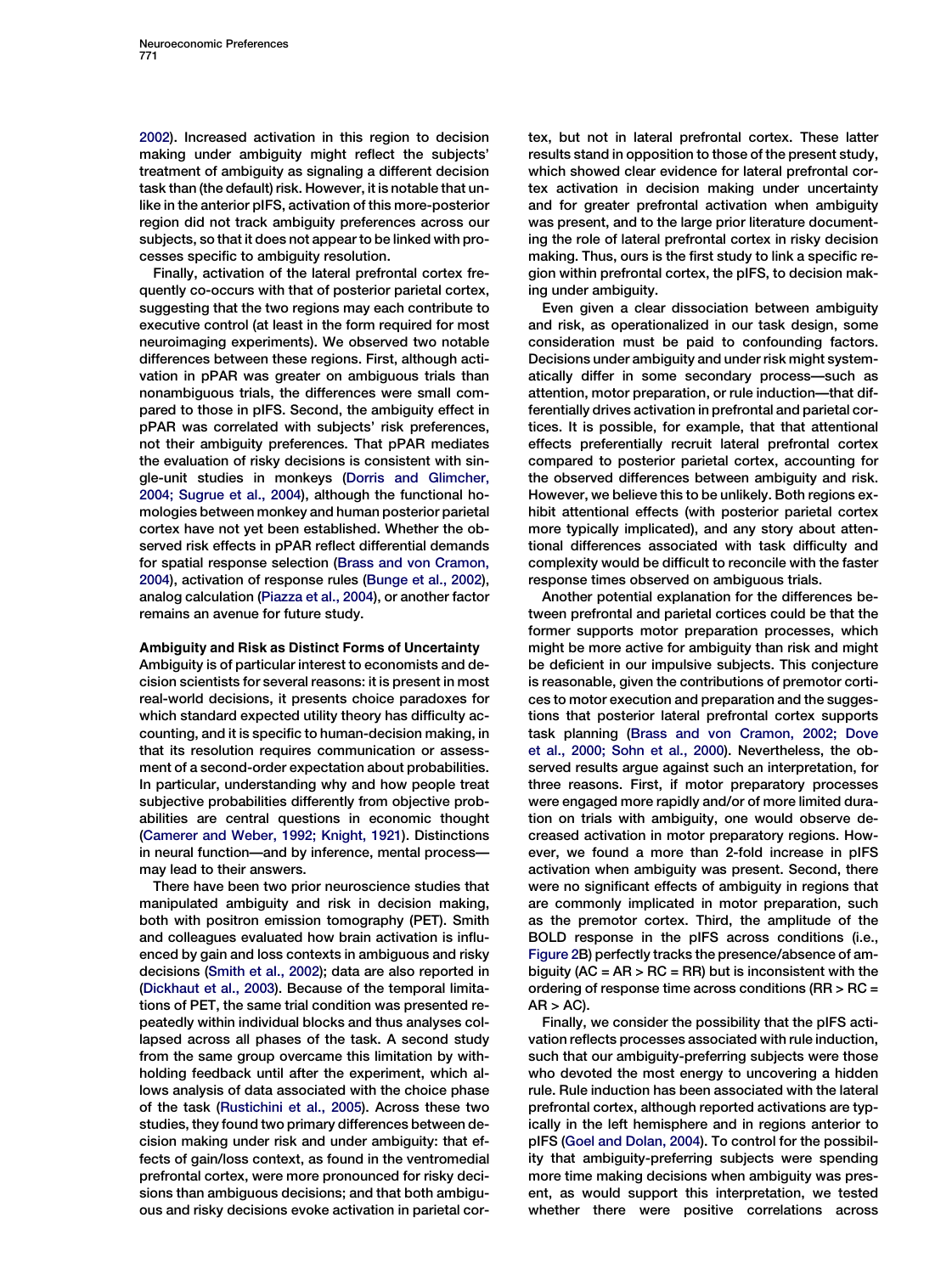2002). Increased activation in this region to decision making under ambiguity might reflect the subjects' treatment of ambiguity as signaling a different decision task than (the default) risk. However, it is notable that unlike in the anterior pIFS, activation of this more-posterior region did not track ambiguity preferences across our subjects, so that it does not appear to be linked with processes specific to ambiguity resolution.

Finally, activation of the lateral prefrontal cortex frequently co-occurs with that of posterior parietal cortex, suggesting that the two regions may each contribute to executive control (at least in the form required for most neuroimaging experiments). We observed two notable differences between these regions. First, although activation in pPAR was greater on ambiguous trials than nonambiguous trials, the differences were small compared to those in pIFS. Second, the ambiguity effect in pPAR was correlated with subjects' risk preferences, not their ambiguity preferences. That pPAR mediates the evaluation of risky decisions is consistent with single-unit studies in monkeys (Dorris and Glimcher, 2004; Sugrue et al., 2004), although the functional homologies between monkey and human posterior parietal cortex have not yet been established. Whether the observed risk effects in pPAR reflect differential demands for spatial response selection (Brass and von Cramon, 2004), activation of response rules (Bunge et al., 2002), analog calculation (Piazza et al., 2004), or another factor remains an avenue for future study.

### Ambiguity and Risk as Distinct Forms of Uncertainty

Ambiguity is of particular interest to economists and decision scientists for several reasons: it is present in most real-world decisions, it presents choice paradoxes for which standard expected utility theory has difficulty accounting, and it is specific to human-decision making, in that its resolution requires communication or assessment of a second-order expectation about probabilities. In particular, understanding why and how people treat subjective probabilities differently from objective probabilities are central questions in economic thought (Camerer and Weber, 1992; Knight, 1921). Distinctions in neural function—and by inference, mental process—may lead to their answers.

There have been two prior neuroscience studies that manipulated ambiguity and risk in decision making, both with positron emission tomography (PET). Smith and colleagues evaluated how brain activation is influenced by gain and loss contexts in ambiguous and risky decisions (Smith et al., 2002); data are also reported in (Dickhaut et al., 2003). Because of the temporal limitations of PET, the same trial condition was presented repeatedly within individual blocks and thus analyses collapsed across all phases of the task. A second study from the same group overcame this limitation by withholding feedback until after the experiment, which allows analysis of data associated with the choice phase of the task (Rustichini et al., 2005). Across these two studies, they found two primary differences between decision making under risk and under ambiguity: that effects of gain/loss context, as found in the ventromedial prefrontal cortex, were more pronounced for risky decisions than ambiguous decisions; and that both ambiguous and risky decisions evoke activation in parietal cortex, but not in lateral prefrontal cortex. These latter results stand in opposition to those of the present study, which showed clear evidence for lateral prefrontal cortex activation in decision making under uncertainty and for greater prefrontal activation when ambiguity was present, and to the large prior literature documenting the role of lateral prefrontal cortex in risky decision making. Thus, ours is the first study to link a specific region within prefrontal cortex, the pIFS, to decision making under ambiguity.

Even given a clear dissociation between ambiguity and risk, as operationalized in our task design, some consideration must be paid to confounding factors. Decisions under ambiguity and under risk might systematically differ in some secondary process—such as attention, motor preparation, or rule induction—that differentially drives activation in prefrontal and parietal cortices. It is possible, for example, that that attentional effects preferentially recruit lateral prefrontal cortex compared to posterior parietal cortex, accounting for the observed differences between ambiguity and risk. However, we believe this to be unlikely. Both regions exhibit attentional effects (with posterior parietal cortex more typically implicated), and any story about attentional differences associated with task difficulty and complexity would be difficult to reconcile with the faster response times observed on ambiguous trials.

Another potential explanation for the differences between prefrontal and parietal cortices could be that the former supports motor preparation processes, which might be more active for ambiguity than risk and might be deficient in our impulsive subjects. This conjecture is reasonable, given the contributions of premotor cortices to motor execution and preparation and the suggestions that posterior lateral prefrontal cortex supports task planning (Brass and von Cramon, 2002; Dove et al., 2000; Sohn et al., 2000). Nevertheless, the observed results argue against such an interpretation, for three reasons. First, if motor preparatory processes were engaged more rapidly and/or of more limited duration on trials with ambiguity, one would observe decreased activation in motor preparatory regions. However, we found a more than 2-fold increase in pIFS activation when ambiguity was present. Second, there were no significant effects of ambiguity in regions that are commonly implicated in motor preparation, such as the premotor cortex. Third, the amplitude of the BOLD response in the pIFS across conditions (i.e., Figure 2B) perfectly tracks the presence/absence of ambiguity (AC = AR > RC = RR) but is inconsistent with the ordering of response time across conditions (RR > RC = AR > AC).

Finally, we consider the possibility that the pIFS activation reflects processes associated with rule induction, such that our ambiguity-preferring subjects were those who devoted the most energy to uncovering a hidden rule. Rule induction has been associated with the lateral prefrontal cortex, although reported activations are typically in the left hemisphere and in regions anterior to pIFS (Goel and Dolan, 2004). To control for the possibility that ambiguity-preferring subjects were spending more time making decisions when ambiguity was present, as would support this interpretation, we tested whether there were positive correlations across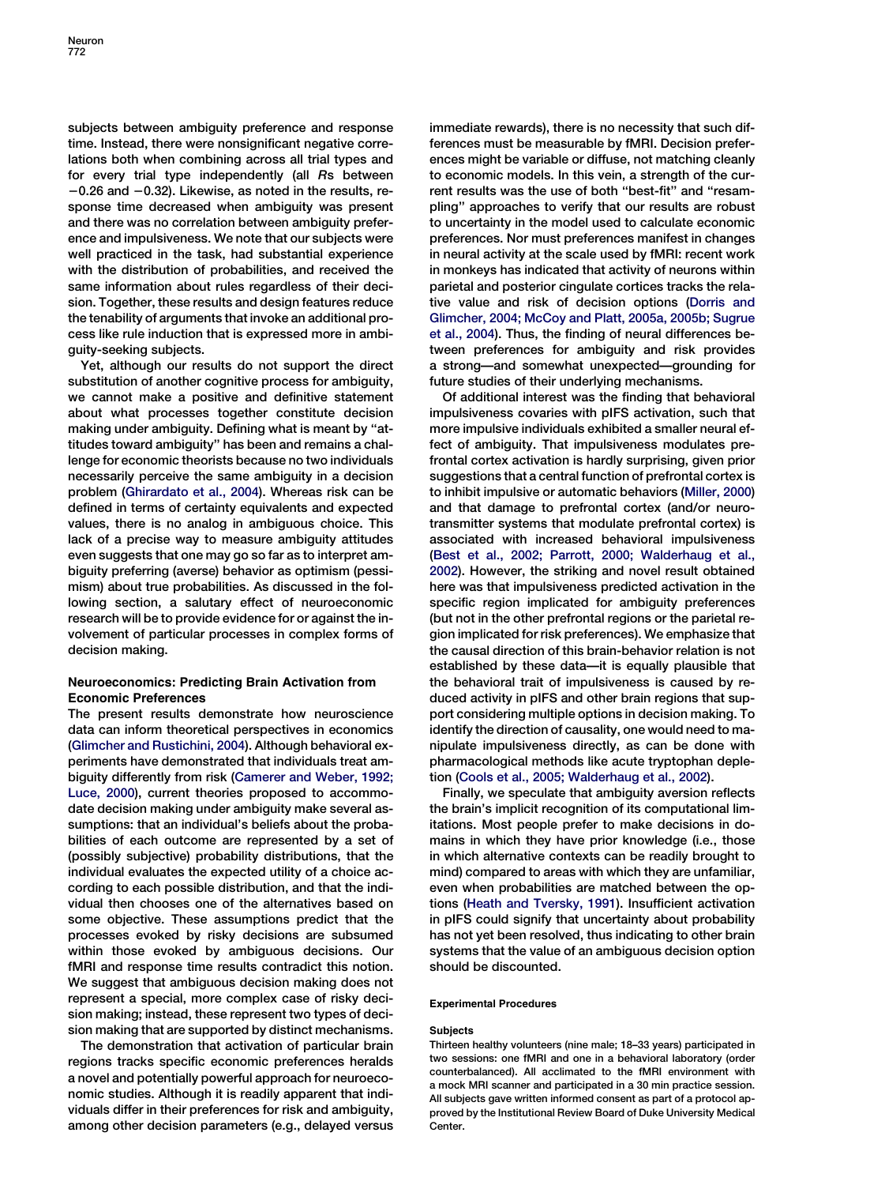subjects between ambiguity preference and response time. Instead, there were nonsignificant negative correlations both when combining across all trial types and for every trial type independently (all $R$s between $-0.26$ and $-0.32$). Likewise, as noted in the results, response time decreased when ambiguity was present and there was no correlation between ambiguity preference and impulsiveness. We note that our subjects were well practiced in the task, had substantial experience with the distribution of probabilities, and received the same information about rules regardless of their decision. Together, these results and design features reduce the tenability of arguments that invoke an additional process like rule induction that is expressed more in ambiguity-seeking subjects.

Yet, although our results do not support the direct substitution of another cognitive process for ambiguity, we cannot make a positive and definitive statement about what processes together constitute decision making under ambiguity. Defining what is meant by "attitudes toward ambiguity" has been and remains a challenge for economic theorists because no two individuals necessarily perceive the same ambiguity in a decision problem (Ghirardato et al., 2004). Whereas risk can be defined in terms of certainty equivalents and expected values, there is no analog in ambiguous choice. This lack of a precise way to measure ambiguity attitudes even suggests that one may go so far as to interpret ambiguity preferring (averse) behavior as optimism (pessimism) about true probabilities. As discussed in the following section, a salutary effect of neuroeconomic research will be to provide evidence for or against the involvement of particular processes in complex forms of decision making.

### Neuroeconomics: Predicting Brain Activation from Economic Preferences

The present results demonstrate how neuroscience data can inform theoretical perspectives in economics (Glimcher and Rustichini, 2004). Although behavioral experiments have demonstrated that individuals treat ambiguity differently from risk (Camerer and Weber, 1992; Luce, 2000), current theories proposed to accommodate decision making under ambiguity make several assumptions: that an individual's beliefs about the probabilities of each outcome are represented by a set of (possibly subjective) probability distributions, that the individual evaluates the expected utility of a choice according to each possible distribution, and that the individual then chooses one of the alternatives based on some objective. These assumptions predict that the processes evoked by risky decisions are subsumed within those evoked by ambiguous decisions. Our fMRI and response time results contradict this notion. We suggest that ambiguous decision making does not represent a special, more complex case of risky decision making; instead, these represent two types of decision making that are supported by distinct mechanisms.

The demonstration that activation of particular brain regions tracks specific economic preferences heralds a novel and potentially powerful approach for neuroeconomic studies. Although it is readily apparent that individuals differ in their preferences for risk and ambiguity, among other decision parameters (e.g., delayed versus immediate rewards), there is no necessity that such differences must be measurable by fMRI. Decision preferences might be variable or diffuse, not matching cleanly to economic models. In this vein, a strength of the current results was the use of both "best-fit" and "resampling" approaches to verify that our results are robust to uncertainty in the model used to calculate economic preferences. Nor must preferences manifest in changes in neural activity at the scale used by fMRI: recent work in monkeys has indicated that activity of neurons within parietal and posterior cingulate cortices tracks the relative value and risk of decision options (Dorris and Glimcher, 2004; McCoy and Platt, 2005a, 2005b; Sugrue et al., 2004). Thus, the finding of neural differences between preferences for ambiguity and risk provides a strong—and somewhat unexpected—grounding for future studies of their underlying mechanisms.

Of additional interest was the finding that behavioral impulsiveness covaries with pIFS activation, such that more impulsive individuals exhibited a smaller neural effect of ambiguity. That impulsiveness modulates prefrontal cortex activation is hardly surprising, given prior suggestions that a central function of prefrontal cortex is to inhibit impulsive or automatic behaviors (Miller, 2000) and that damage to prefrontal cortex (and/or neurotransmitter systems that modulate prefrontal cortex) is associated with increased behavioral impulsiveness (Best et al., 2002; Parrott, 2000; Walderhaug et al., 2002). However, the striking and novel result obtained here was that impulsiveness predicted activation in the specific region implicated for ambiguity preferences (but not in the other prefrontal regions or the parietal region implicated for risk preferences). We emphasize that the causal direction of this brain-behavior relation is not established by these data—it is equally plausible that the behavioral trait of impulsiveness is caused by reduced activity in pIFS and other brain regions that support considering multiple options in decision making. To identify the direction of causality, one would need to manipulate impulsiveness directly, as can be done with pharmacological methods like acute tryptophan depletion (Cools et al., 2005; Walderhaug et al., 2002).

Finally, we speculate that ambiguity aversion reflects the brain's implicit recognition of its computational limitations. Most people prefer to make decisions in domains in which they have prior knowledge (i.e., those in which alternative contexts can be readily brought to mind) compared to areas with which they are unfamiliar, even when probabilities are matched between the options (Heath and Tversky, 1991). Insufficient activation in pIFS could signify that uncertainty about probability has not yet been resolved, thus indicating to other brain systems that the value of an ambiguous decision option should be discounted.

## Experimental Procedures

### Subjects

Thirteen healthy volunteers (nine male; 18–33 years) participated in two sessions: one fMRI and one in a behavioral laboratory (order counterbalanced). All acclimated to the fMRI environment with a mock MRI scanner and participated in a 30 min practice session. All subjects gave written informed consent as part of a protocol approved by the Institutional Review Board of Duke University Medical Center.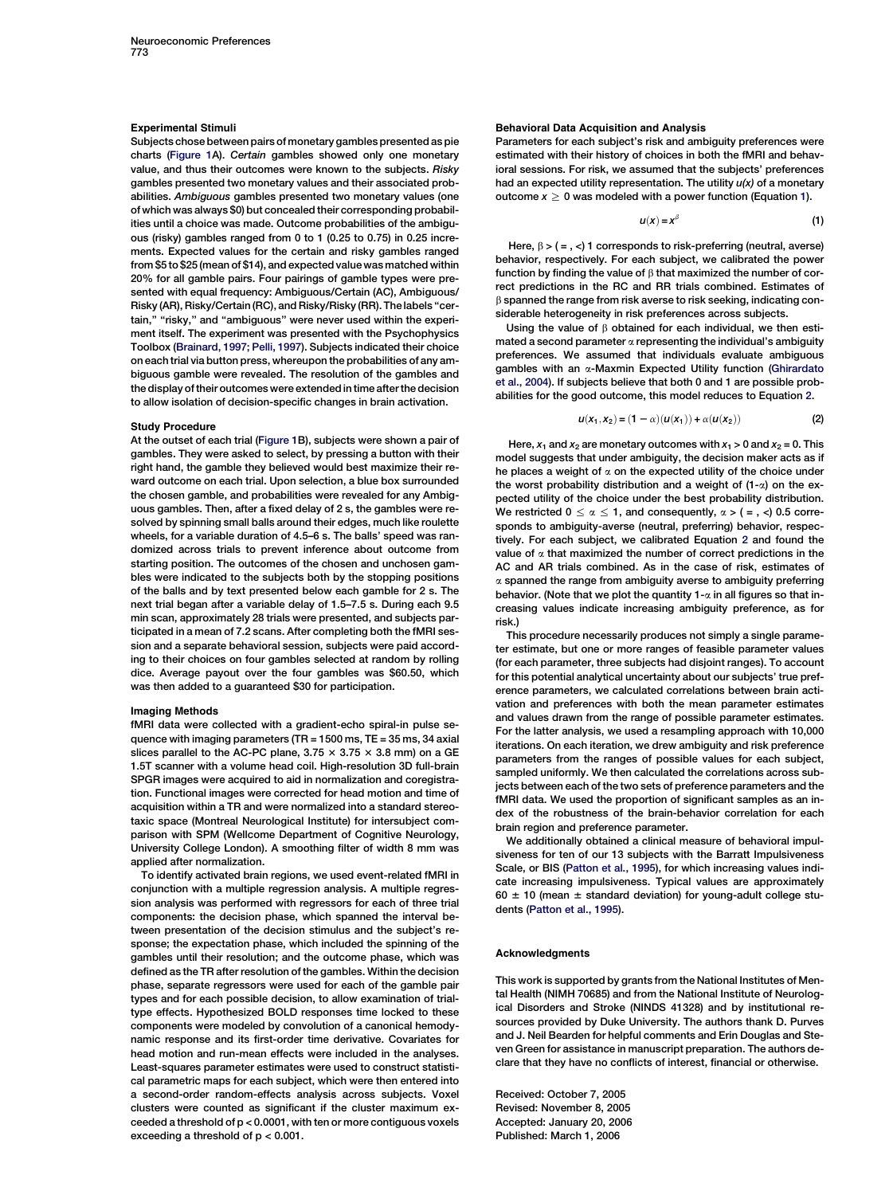### Experimental Stimuli

Subjects chose between pairs of monetary gambles presented as pie charts (Figure 1A). *Certain* gambles showed only one monetary value, and thus their outcomes were known to the subjects. *Risky* gambles presented two monetary values and their associated probabilities. *Ambiguous* gambles presented two monetary values (one of which was always \$0) but concealed their corresponding probabilities until a choice was made. Outcome probabilities of the ambiguous (risky) gambles ranged from 0 to 1 (0.25 to 0.75) in 0.25 increments. Expected values for the certain and risky gambles ranged from \$5 to \$25 (mean of \$14), and expected value was matched within 20% for all gamble pairs. Four pairings of gamble types were presented with equal frequency: Ambiguous/Certain (AC), Ambiguous/Risky (AR), Risky/Certain (RC), and Risky/Risky (RR). The labels "certain," "risky," and "ambiguous" were never used within the experiment itself. The experiment was presented with the Psychophysics Toolbox (Brainard, 1997; Pelli, 1997). Subjects indicated their choice on each trial via button press, whereupon the probabilities of any ambiguous gamble were revealed. The resolution of the gambles and the display of their outcomes were extended in time after the decision to allow isolation of decision-specific changes in brain activation.

### Study Procedure

At the outset of each trial (Figure 1B), subjects were shown a pair of gambles. They were asked to select, by pressing a button with their right hand, the gamble they believed would best maximize their reward outcome on each trial. Upon selection, a blue box surrounded the chosen gamble, and probabilities were revealed for any Ambiguous gambles. Then, after a fixed delay of 2 s, the gambles were resolved by spinning small balls around their edges, much like roulette wheels, for a variable duration of 4.5–6 s. The balls' speed was randomized across trials to prevent inference about outcome from starting position. The outcomes of the chosen and unchosen gambles were indicated to the subjects both by the stopping positions of the balls and by text presented below each gamble for 2 s. The next trial began after a variable delay of 1.5–7.5 s. During each 9.5 min scan, approximately 28 trials were presented, and subjects participated in a mean of 7.2 scans. After completing both the fMRI session and a separate behavioral session, subjects were paid according to their choices on four gambles selected at random by rolling dice. Average payout over the four gambles was \$60.50, which was then added to a guaranteed \$30 for participation.

### Imaging Methods

fMRI data were collected with a gradient-echo spiral-in pulse sequence with imaging parameters (TR = 1500 ms, TE = 35 ms, 34 axial slices parallel to the AC-PC plane, 3.75 × 3.75 × 3.8 mm) on a GE 1.5T scanner with a volume head coil. High-resolution 3D full-brain SPGR images were acquired to aid in normalization and coregistration. Functional images were corrected for head motion and time of acquisition within a TR and were normalized into a standard stereotaxic space (Montreal Neurological Institute) for intersubject comparison with SPM (Wellcome Department of Cognitive Neurology, University College London). A smoothing filter of width 8 mm was applied after normalization.

To identify activated brain regions, we used event-related fMRI in conjunction with a multiple regression analysis. A multiple regression analysis was performed with regressors for each of three trial components: the decision phase, which spanned the interval between presentation of the decision stimulus and the subject's response; the expectation phase, which included the spinning of the gambles until their resolution; and the outcome phase, which was defined as the TR after resolution of the gambles. Within the decision phase, separate regressors were used for each of the gamble pair types and for each possible decision, to allow examination of trial-type effects. Hypothesized BOLD responses time locked to these components were modeled by convolution of a canonical hemodynamic response and its first-order time derivative. Covariates for head motion and run-mean effects were included in the analyses. Least-squares parameter estimates were used to construct statistical parametric maps for each subject, which were then entered into a second-order random-effects analysis across subjects. Voxel clusters were counted as significant if the cluster maximum exceeded a threshold of $p < 0.0001$, with ten or more contiguous voxels exceeding a threshold of $p < 0.001$.

### Behavioral Data Acquisition and Analysis

Parameters for each subject's risk and ambiguity preferences were estimated with their history of choices in both the fMRI and behavioral sessions. For risk, we assumed that the subjects' preferences had an expected utility representation. The utility $u(x)$ of a monetary outcome $x \geq 0$ was modeled with a power function (Equation 1).

$$u(x) = x^{\beta} \tag{1}$$

Here, $\beta >$ ( = , <) 1 corresponds to risk-preferring (neutral, averse) behavior, respectively. For each subject, we calibrated the power function by finding the value of $\beta$ that maximized the number of correct predictions in the RC and RR trials combined. Estimates of $\beta$ spanned the range from risk averse to risk seeking, indicating considerable heterogeneity in risk preferences across subjects.

Using the value of $\beta$ obtained for each individual, we then estimated a second parameter $\alpha$ representing the individual's ambiguity preferences. We assumed that individuals evaluate ambiguous gambles with an $\alpha$-Maxmin Expected Utility function (Ghirardato et al., 2004). If subjects believe that both 0 and 1 are possible probabilities for the good outcome, this model reduces to Equation 2.

$$u(x_1, x_2) = (1 - \alpha)(u(x_1)) + \alpha(u(x_2)) \tag{2}$$

Here, $x_1$ and $x_2$ are monetary outcomes with $x_1 > 0$ and $x_2 = 0$. This model suggests that under ambiguity, the decision maker acts as if he places a weight of $\alpha$ on the expected utility of the choice under the worst probability distribution and a weight of (1-$\alpha$) on the expected utility of the choice under the best probability distribution. We restricted $0 \leq \alpha \leq 1$, and consequently, $\alpha >$ ( = , <) 0.5 corresponds to ambiguity-averse (neutral, preferring) behavior, respectively. For each subject, we calibrated Equation 2 and found the value of $\alpha$ that maximized the number of correct predictions in the AC and AR trials combined. As in the case of risk, estimates of $\alpha$ spanned the range from ambiguity averse to ambiguity preferring behavior. (Note that we plot the quantity 1-$\alpha$ in all figures so that increasing values indicate increasing ambiguity preference, as for risk.)

This procedure necessarily produces not simply a single parameter estimate, but one or more ranges of feasible parameter values (for each parameter, three subjects had disjoint ranges). To account for this potential analytical uncertainty about our subjects' true preference parameters, we calculated correlations between brain activation and preferences with both the mean parameter estimates and values drawn from the range of possible parameter estimates. For the latter analysis, we used a resampling approach with 10,000 iterations. On each iteration, we drew ambiguity and risk preference parameters from the ranges of possible values for each subject, sampled uniformly. We then calculated the correlations across subjects between each of the two sets of preference parameters and the fMRI data. We used the proportion of significant samples as an index of the robustness of the brain-behavior correlation for each brain region and preference parameter.

We additionally obtained a clinical measure of behavioral impulsiveness for ten of our 13 subjects with the Barratt Impulsiveness Scale, or BIS (Patton et al., 1995), for which increasing values indicate increasing impulsiveness. Typical values are approximately 60 ± 10 (mean ± standard deviation) for young-adult college students (Patton et al., 1995).

## Acknowledgments

This work is supported by grants from the National Institutes of Mental Health (NIMH 70685) and from the National Institute of Neurological Disorders and Stroke (NINDS 41328) and by institutional resources provided by Duke University. The authors thank D. Purves and J. Neil Bearden for helpful comments and Erin Douglas and Steven Green for assistance in manuscript preparation. The authors declare that they have no conflicts of interest, financial or otherwise.

Received: October 7, 2005
Revised: November 8, 2005
Accepted: January 20, 2006
Published: March 1, 2006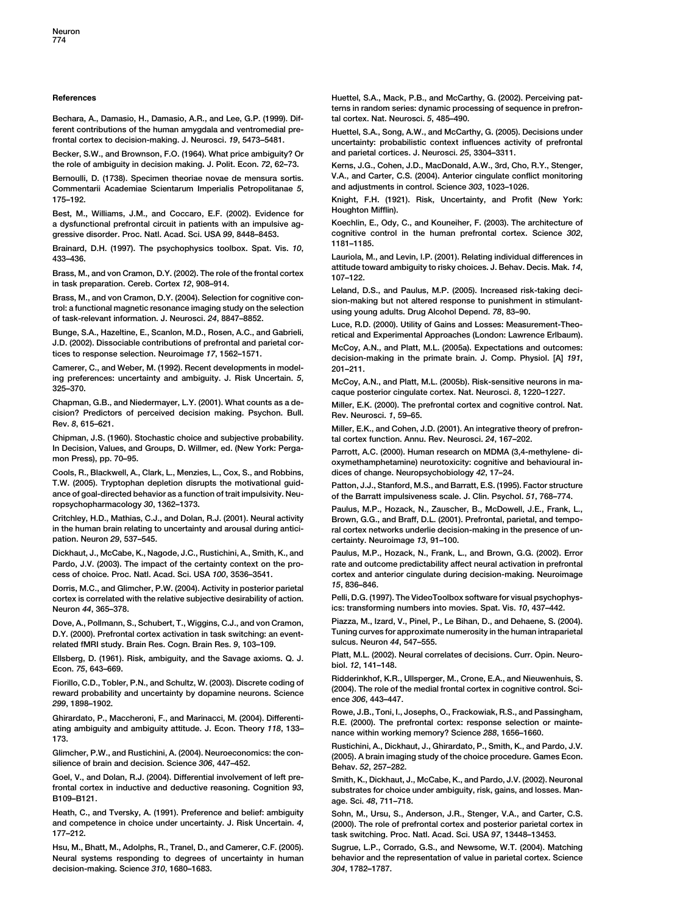## References

Bechara, A., Damasio, H., Damasio, A.R., and Lee, G.P. (1999). Different contributions of the human amygdala and ventromedial prefrontal cortex to decision-making. J. Neurosci. *19*, 5473–5481.

Becker, S.W., and Brownson, F.O. (1964). What price ambiguity? Or the role of ambiguity in decision making. J. Polit. Econ. *72*, 62–73.

Bernoulli, D. (1738). Specimen theoriae novae de mensura sortis. Commentarii Academiae Scientarum Imperialis Petropolitanae *5*, 175–192.

Best, M., Williams, J.M., and Coccaro, E.F. (2002). Evidence for a dysfunctional prefrontal circuit in patients with an impulsive aggressive disorder. Proc. Natl. Acad. Sci. USA *99*, 8448–8453.

Brainard, D.H. (1997). The psychophysics toolbox. Spat. Vis. *10*, 433–436.

Brass, M., and von Cramon, D.Y. (2002). The role of the frontal cortex in task preparation. Cereb. Cortex *12*, 908–914.

Brass, M., and von Cramon, D.Y. (2004). Selection for cognitive control: a functional magnetic resonance imaging study on the selection of task-relevant information. J. Neurosci. *24*, 8847–8852.

Bunge, S.A., Hazeltine, E., Scanlon, M.D., Rosen, A.C., and Gabrieli, J.D. (2002). Dissociable contributions of prefrontal and parietal cortices to response selection. Neuroimage *17*, 1562–1571.

Camerer, C., and Weber, M. (1992). Recent developments in modeling preferences: uncertainty and ambiguity. J. Risk Uncertain. *5*, 325–370.

Chapman, G.B., and Niedermayer, L.Y. (2001). What counts as a decision? Predictors of perceived decision making. Psychon. Bull. Rev. *8*, 615–621.

Chipman, J.S. (1960). Stochastic choice and subjective probability. In Decision, Values, and Groups, D. Willmer, ed. (New York: Pergamon Press), pp. 70–95.

Cools, R., Blackwell, A., Clark, L., Menzies, L., Cox, S., and Robbins, T.W. (2005). Tryptophan depletion disrupts the motivational guidance of goal-directed behavior as a function of trait impulsivity. Neuropsychopharmacology *30*, 1362–1373.

Critchley, H.D., Mathias, C.J., and Dolan, R.J. (2001). Neural activity in the human brain relating to uncertainty and arousal during anticipation. Neuron *29*, 537–545.

Dickhaut, J., McCabe, K., Nagode, J.C., Rustichini, A., Smith, K., and Pardo, J.V. (2003). The impact of the certainty context on the process of choice. Proc. Natl. Acad. Sci. USA *100*, 3536–3541.

Dorris, M.C., and Glimcher, P.W. (2004). Activity in posterior parietal cortex is correlated with the relative subjective desirability of action. Neuron *44*, 365–378.

Dove, A., Pollmann, S., Schubert, T., Wiggins, C.J., and von Cramon, D.Y. (2000). Prefrontal cortex activation in task switching: an event-related fMRI study. Brain Res. Cogn. Brain Res. *9*, 103–109.

Ellsberg, D. (1961). Risk, ambiguity, and the Savage axioms. Q. J. Econ. *75*, 643–669.

Fiorillo, C.D., Tobler, P.N., and Schultz, W. (2003). Discrete coding of reward probability and uncertainty by dopamine neurons. Science *299*, 1898–1902.

Ghirardato, P., Maccheroni, F., and Marinacci, M. (2004). Differentiating ambiguity and ambiguity attitude. J. Econ. Theory *118*, 133–173.

Glimcher, P.W., and Rustichini, A. (2004). Neuroeconomics: the consilience of brain and decision. Science *306*, 447–452.

Goel, V., and Dolan, R.J. (2004). Differential involvement of left prefrontal cortex in inductive and deductive reasoning. Cognition *93*, B109–B121.

Heath, C., and Tversky, A. (1991). Preference and belief: ambiguity and competence in choice under uncertainty. J. Risk Uncertain. *4*, 177–212.

Hsu, M., Bhatt, M., Adolphs, R., Tranel, D., and Camerer, C.F. (2005). Neural systems responding to degrees of uncertainty in human decision-making. Science *310*, 1680–1683.

Huettel, S.A., Mack, P.B., and McCarthy, G. (2002). Perceiving patterns in random series: dynamic processing of sequence in prefrontal cortex. Nat. Neurosci. *5*, 485–490.

Huettel, S.A., Song, A.W., and McCarthy, G. (2005). Decisions under uncertainty: probabilistic context influences activity of prefrontal and parietal cortices. J. Neurosci. *25*, 3304–3311.

Kerns, J.G., Cohen, J.D., MacDonald, A.W., 3rd, Cho, R.Y., Stenger, V.A., and Carter, C.S. (2004). Anterior cingulate conflict monitoring and adjustments in control. Science *303*, 1023–1026.

Knight, F.H. (1921). Risk, Uncertainty, and Profit (New York: Houghton Mifflin).

Koechlin, E., Ody, C., and Kouneiher, F. (2003). The architecture of cognitive control in the human prefrontal cortex. Science *302*, 1181–1185.

Lauriola, M., and Levin, I.P. (2001). Relating individual differences in attitude toward ambiguity to risky choices. J. Behav. Decis. Mak. *14*, 107–122.

Leland, D.S., and Paulus, M.P. (2005). Increased risk-taking decision-making but not altered response to punishment in stimulant-using young adults. Drug Alcohol Depend. *78*, 83–90.

Luce, R.D. (2000). Utility of Gains and Losses: Measurement-Theoretical and Experimental Approaches (London: Lawrence Erlbaum).

McCoy, A.N., and Platt, M.L. (2005a). Expectations and outcomes: decision-making in the primate brain. J. Comp. Physiol. [A] *191*, 201–211.

McCoy, A.N., and Platt, M.L. (2005b). Risk-sensitive neurons in macaque posterior cingulate cortex. Nat. Neurosci. *8*, 1220–1227.

Miller, E.K. (2000). The prefrontal cortex and cognitive control. Nat. Rev. Neurosci. *1*, 59–65.

Miller, E.K., and Cohen, J.D. (2001). An integrative theory of prefrontal cortex function. Annu. Rev. Neurosci. *24*, 167–202.

Parrott, A.C. (2000). Human research on MDMA (3,4-methylene- dioxymethamphetamine) neurotoxicity: cognitive and behavioural indices of change. Neuropsychobiology *42*, 17–24.

Patton, J.J., Stanford, M.S., and Barratt, E.S. (1995). Factor structure of the Barratt impulsiveness scale. J. Clin. Psychol. *51*, 768–774.

Paulus, M.P., Hozack, N., Zauscher, B., McDowell, J.E., Frank, L., Brown, G.G., and Braff, D.L. (2001). Prefrontal, parietal, and temporal cortex networks underlie decision-making in the presence of uncertainty. Neuroimage *13*, 91–100.

Paulus, M.P., Hozack, N., Frank, L., and Brown, G.G. (2002). Error rate and outcome predictability affect neural activation in prefrontal cortex and anterior cingulate during decision-making. Neuroimage *15*, 836–846.

Pelli, D.G. (1997). The VideoToolbox software for visual psychophysics: transforming numbers into movies. Spat. Vis. *10*, 437–442.

Piazza, M., Izard, V., Pinel, P., Le Bihan, D., and Dehaene, S. (2004). Tuning curves for approximate numerosity in the human intraparietal sulcus. Neuron *44*, 547–555.

Platt, M.L. (2002). Neural correlates of decisions. Curr. Opin. Neurobiol. *12*, 141–148.

Ridderinkhof, K.R., Ullsperger, M., Crone, E.A., and Nieuwenhuis, S. (2004). The role of the medial frontal cortex in cognitive control. Science *306*, 443–447.

Rowe, J.B., Toni, I., Josephs, O., Frackowiak, R.S., and Passingham, R.E. (2000). The prefrontal cortex: response selection or maintenance within working memory? Science *288*, 1656–1660.

Rustichini, A., Dickhaut, J., Ghirardato, P., Smith, K., and Pardo, J.V. (2005). A brain imaging study of the choice procedure. Games Econ. Behav. *52*, 257–282.

Smith, K., Dickhaut, J., McCabe, K., and Pardo, J.V. (2002). Neuronal substrates for choice under ambiguity, risk, gains, and losses. Manage. Sci. *48*, 711–718.

Sohn, M., Ursu, S., Anderson, J.R., Stenger, V.A., and Carter, C.S. (2000). The role of prefrontal cortex and posterior parietal cortex in task switching. Proc. Natl. Acad. Sci. USA *97*, 13448–13453.

Sugrue, L.P., Corrado, G.S., and Newsome, W.T. (2004). Matching behavior and the representation of value in parietal cortex. Science *304*, 1782–1787.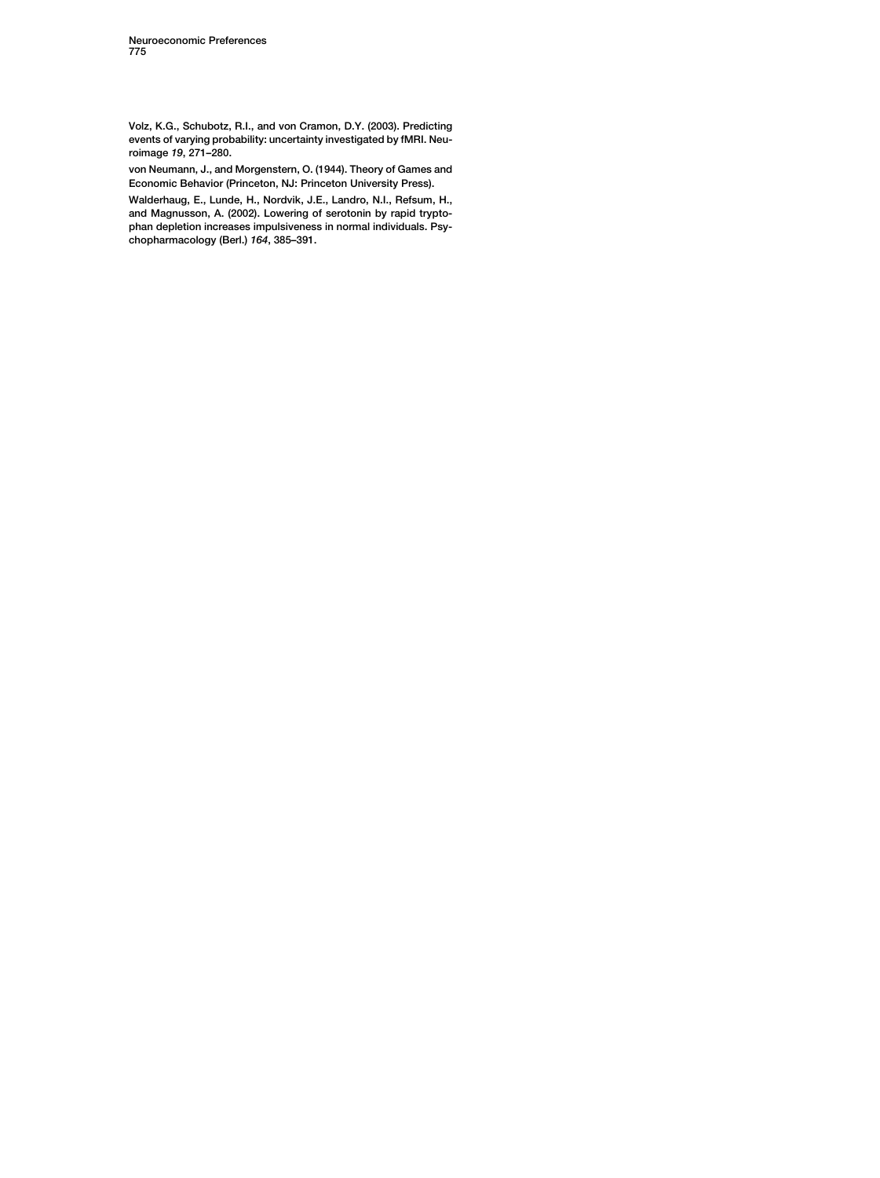Volz, K.G., Schubotz, R.I., and von Cramon, D.Y. (2003). Predicting events of varying probability: uncertainty investigated by fMRI. Neuroimage *19*, 271–280.

von Neumann, J., and Morgenstern, O. (1944). Theory of Games and Economic Behavior (Princeton, NJ: Princeton University Press).

Walderhaug, E., Lunde, H., Nordvik, J.E., Landro, N.I., Refsum, H., and Magnusson, A. (2002). Lowering of serotonin by rapid tryptophan depletion increases impulsiveness in normal individuals. Psychopharmacology (Berl.) *164*, 385–391.